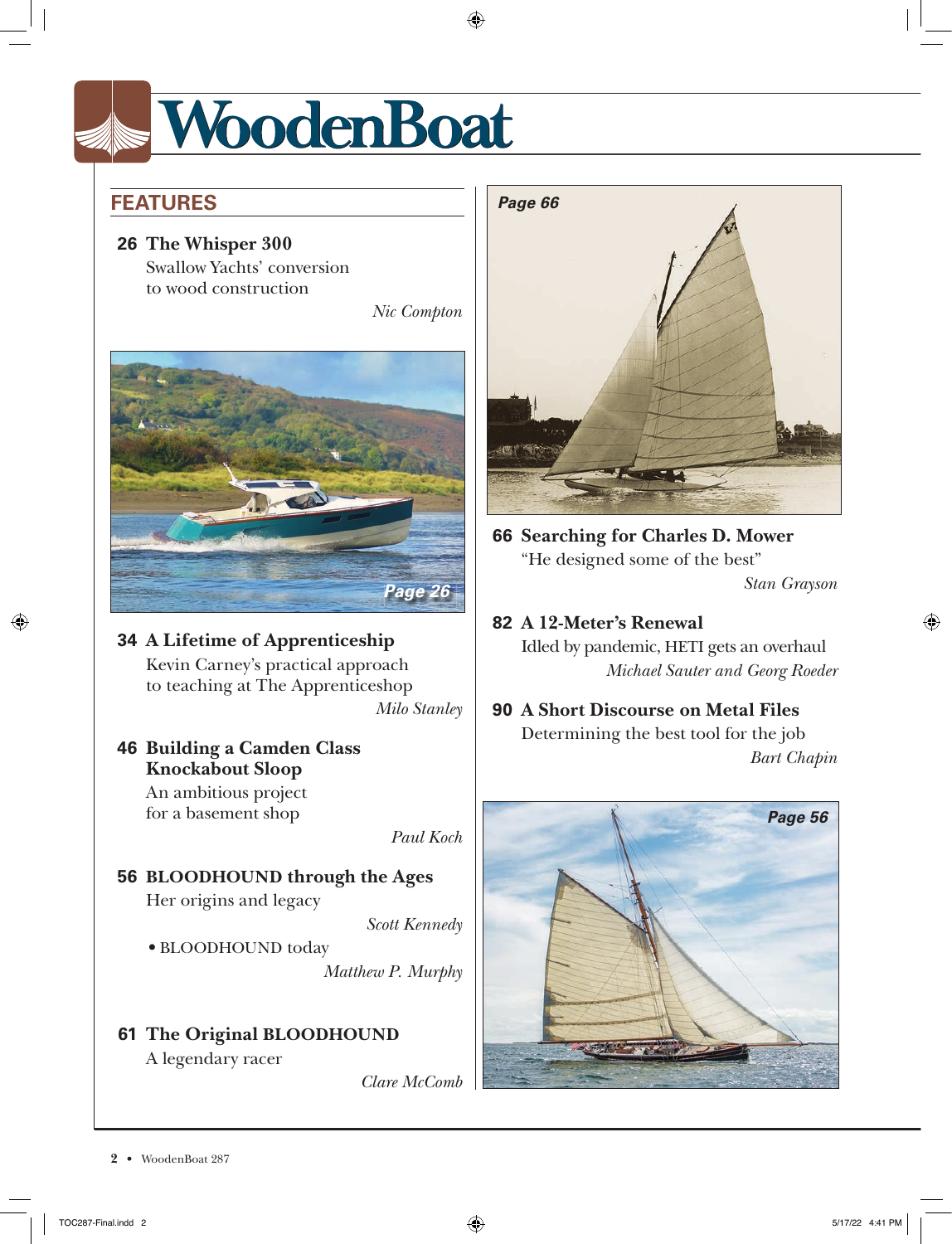# WoodenBoat

## FEATURES

**26 The Whisper 300**
Swallow Yachts' conversion to wood construction
*Nic Compton*

Page 26

**34 A Lifetime of Apprenticeship**
Kevin Carney's practical approach to teaching at The Apprenticeshop
*Milo Stanley*

**46 Building a Camden Class Knockabout Sloop**
An ambitious project for a basement shop
*Paul Koch*

**56 BLOODHOUND through the Ages**
Her origins and legacy
*Scott Kennedy*

- BLOODHOUND today
  *Matthew P. Murphy*

**61 The Original BLOODHOUND**
A legendary racer
*Clare McComb*

Page 66

**66 Searching for Charles D. Mower**
"He designed some of the best"
*Stan Grayson*

**82 A 12-Meter's Renewal**
Idled by pandemic, HETI gets an overhaul
*Michael Sauter and Georg Roeder*

**90 A Short Discourse on Metal Files**
Determining the best tool for the job
*Bart Chapin*

Page 56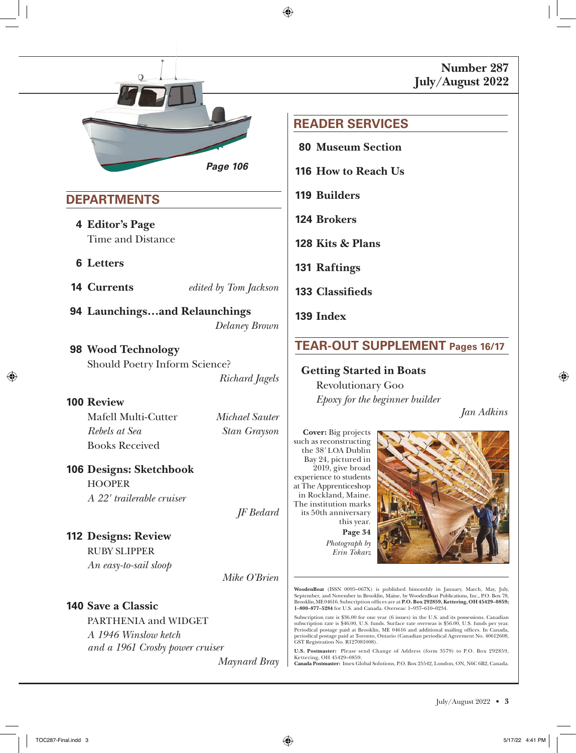Number 287
July/August 2022

Page 106

## DEPARTMENTS

**4 Editor's Page**
Time and Distance

**6 Letters**

**14 Currents** *edited by Tom Jackson*

**94 Launchings…and Relaunchings**
*Delaney Brown*

**98 Wood Technology**
Should Poetry Inform Science?
*Richard Jagels*

**100 Review**
Mafell Multi-Cutter *Michael Sauter*
*Rebels at Sea* *Stan Grayson*
Books Received

**106 Designs: Sketchbook**
HOOPER
*A 22′ trailerable cruiser*
*JF Bedard*

**112 Designs: Review**
RUBY SLIPPER
*An easy-to-sail sloop*
*Mike O'Brien*

**140 Save a Classic**
PARTHENIA and WIDGET
*A 1946 Winslow ketch and a 1961 Crosby power cruiser*
*Maynard Bray*

## READER SERVICES

**80 Museum Section**

**116 How to Reach Us**

**119 Builders**

**124 Brokers**

**128 Kits & Plans**

**131 Raftings**

**133 Classifieds**

**139 Index**

## TEAR-OUT SUPPLEMENT Pages 16/17

**Getting Started in Boats**
Revolutionary Goo
*Epoxy for the beginner builder*
*Jan Adkins*

**Cover:** Big projects such as reconstructing the 38′ LOA Dublin Bay 24, pictured in 2019, give broad experience to students at The Apprenticeshop in Rockland, Maine. The institution marks its 50th anniversary this year.
**Page 34**
*Photograph by Erin Tokarz*

**WoodenBoat** (ISSN 0095–067X) is published bimonthly in January, March, May, July, September, and November in Brooklin, Maine, by WoodenBoat Publications, Inc., P.O. Box 78, Brooklin, ME 04616. Subscription offices are at **P.O. Box 292859, Kettering, OH 45429–0859; 1–800–877–5284** for U.S. and Canada. Overseas: 1–937–610–0234.

Subscription rate is $36.00 for one year (6 issues) in the U.S. and its possessions. Canadian subscription rate is $46.00, U.S. funds. Surface rate overseas is $56.00, U.S. funds per year. Periodical postage paid at Brooklin, ME 04616 and additional mailing offices. In Canada, periodical postage paid at Toronto, Ontario (Canadian periodical Agreement No. 40612608, GST Registration No. R127081008).

**U.S. Postmaster:** Please send Change of Address (form 3579) to P.O. Box 292859, Kettering, OH 45429–0859.
**Canada Postmaster:** Imex Global Solutions, P.O. Box 25542, London, ON, N6C 6B2, Canada.